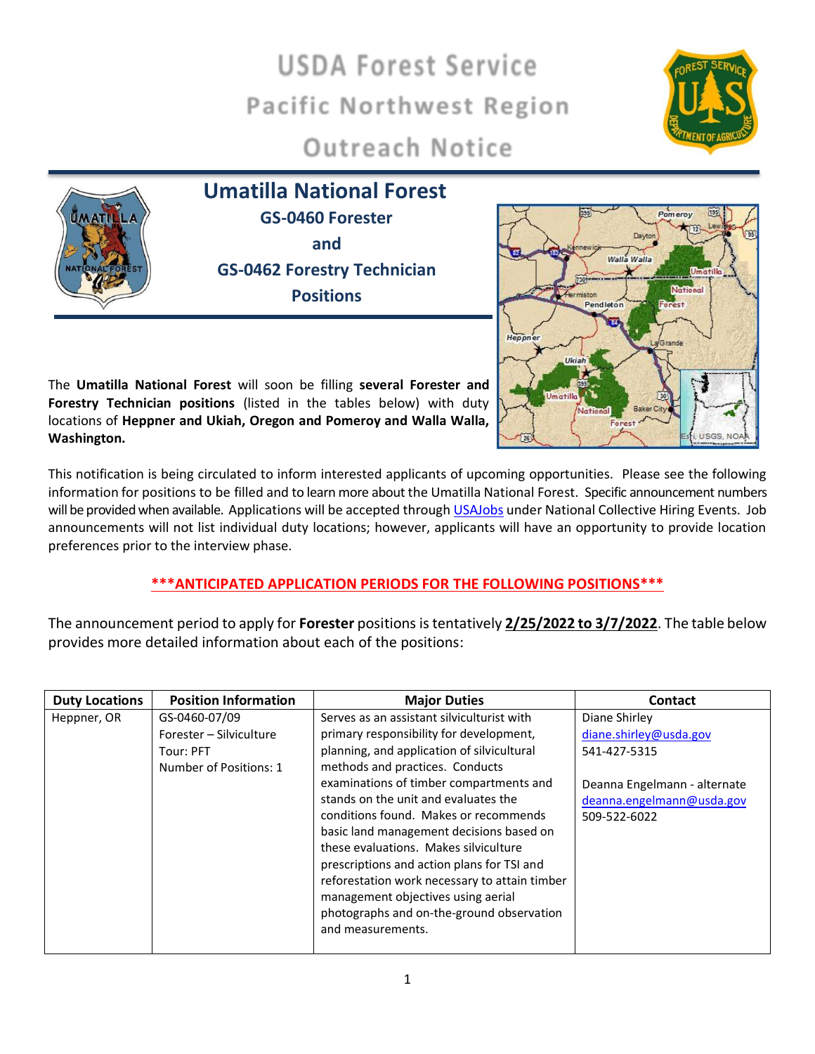# USDA Forest Service Pacific Northwest Region Outreach Notice

## Umatilla National Forest

### GS-0460 Forester and GS-0462 Forestry Technician Positions

The **Umatilla National Forest** will soon be filling **several Forester and Forestry Technician positions** (listed in the tables below) with duty locations of **Heppner and Ukiah, Oregon and Pomeroy and Walla Walla, Washington.**

This notification is being circulated to inform interested applicants of upcoming opportunities. Please see the following information for positions to be filled and to learn more about the Umatilla National Forest. Specific announcement numbers will be provided when available. Applications will be accepted through USAJobs under National Collective Hiring Events. Job announcements will not list individual duty locations; however, applicants will have an opportunity to provide location preferences prior to the interview phase.

**\*\*\*ANTICIPATED APPLICATION PERIODS FOR THE FOLLOWING POSITIONS\*\*\***

The announcement period to apply for **Forester** positions is tentatively **2/25/2022 to 3/7/2022**. The table below provides more detailed information about each of the positions:

| Duty Locations | Position Information | Major Duties | Contact |
|---|---|---|---|
| Heppner, OR | GS-0460-07/09<br>Forester – Silviculture<br>Tour: PFT<br>Number of Positions: 1 | Serves as an assistant silviculturist with primary responsibility for development, planning, and application of silvicultural methods and practices. Conducts examinations of timber compartments and stands on the unit and evaluates the conditions found. Makes or recommends basic land management decisions based on these evaluations. Makes silviculture prescriptions and action plans for TSI and reforestation work necessary to attain timber management objectives using aerial photographs and on-the-ground observation and measurements. | Diane Shirley<br>diane.shirley@usda.gov<br>541-427-5315<br><br>Deanna Engelmann - alternate<br>deanna.engelmann@usda.gov<br>509-522-6022 |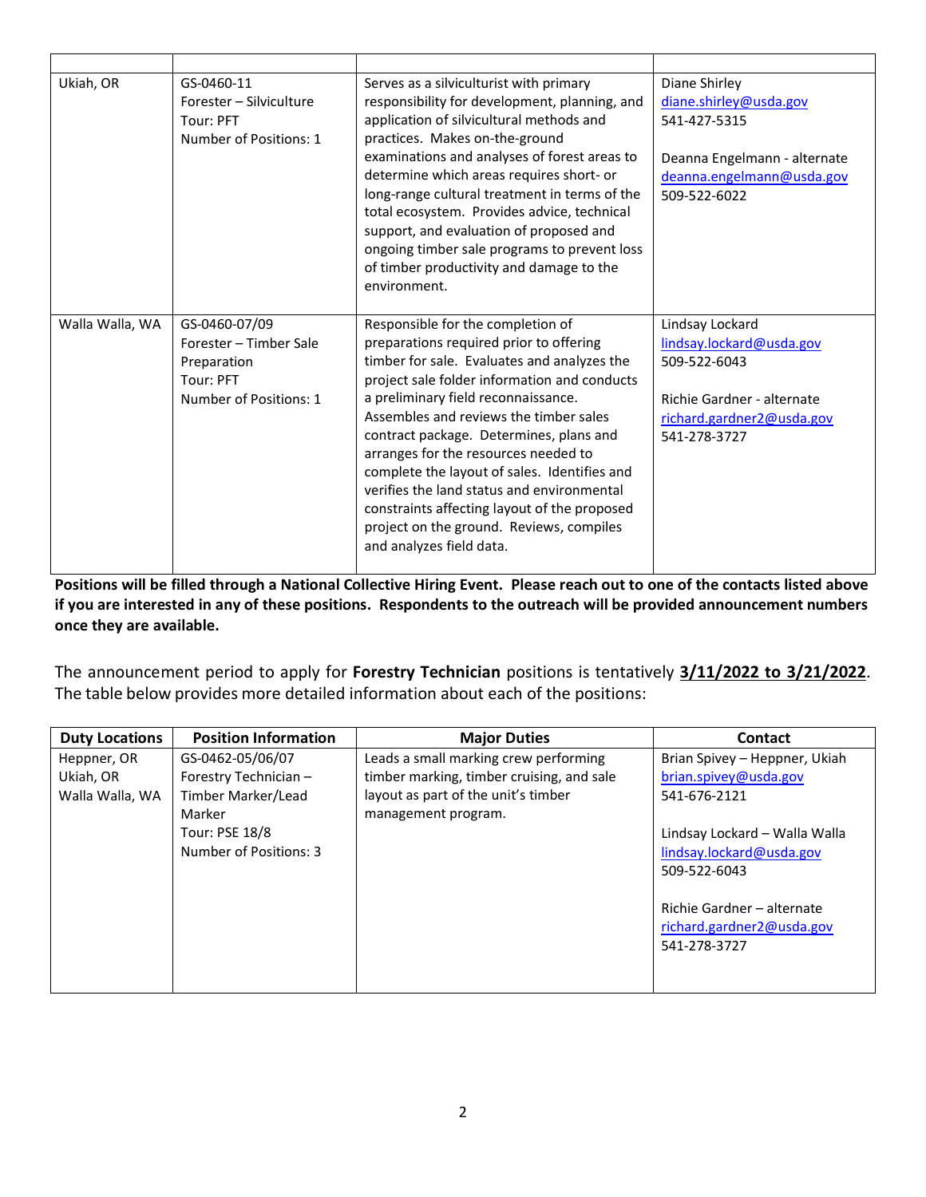| | | | |
|---|---|---|---|
| Ukiah, OR | GS-0460-11<br>Forester – Silviculture<br>Tour: PFT<br>Number of Positions: 1 | Serves as a silviculturist with primary responsibility for development, planning, and application of silvicultural methods and practices. Makes on-the-ground examinations and analyses of forest areas to determine which areas requires short- or long-range cultural treatment in terms of the total ecosystem. Provides advice, technical support, and evaluation of proposed and ongoing timber sale programs to prevent loss of timber productivity and damage to the environment. | Diane Shirley<br>diane.shirley@usda.gov<br>541-427-5315<br><br>Deanna Engelmann - alternate<br>deanna.engelmann@usda.gov<br>509-522-6022 |
| Walla Walla, WA | GS-0460-07/09<br>Forester – Timber Sale Preparation<br>Tour: PFT<br>Number of Positions: 1 | Responsible for the completion of preparations required prior to offering timber for sale. Evaluates and analyzes the project sale folder information and conducts a preliminary field reconnaissance. Assembles and reviews the timber sales contract package. Determines, plans and arranges for the resources needed to complete the layout of sales. Identifies and verifies the land status and environmental constraints affecting layout of the proposed project on the ground. Reviews, compiles and analyzes field data. | Lindsay Lockard<br>lindsay.lockard@usda.gov<br>509-522-6043<br><br>Richie Gardner - alternate<br>richard.gardner2@usda.gov<br>541-278-3727 |

**Positions will be filled through a National Collective Hiring Event. Please reach out to one of the contacts listed above if you are interested in any of these positions. Respondents to the outreach will be provided announcement numbers once they are available.**

The announcement period to apply for **Forestry Technician** positions is tentatively **<u>3/11/2022 to 3/21/2022</u>**. The table below provides more detailed information about each of the positions:

| Duty Locations | Position Information | Major Duties | Contact |
|---|---|---|---|
| Heppner, OR<br>Ukiah, OR<br>Walla Walla, WA | GS-0462-05/06/07<br>Forestry Technician – Timber Marker/Lead Marker<br>Tour: PSE 18/8<br>Number of Positions: 3 | Leads a small marking crew performing timber marking, timber cruising, and sale layout as part of the unit's timber management program. | Brian Spivey – Heppner, Ukiah<br>brian.spivey@usda.gov<br>541-676-2121<br><br>Lindsay Lockard – Walla Walla<br>lindsay.lockard@usda.gov<br>509-522-6043<br><br>Richie Gardner – alternate<br>richard.gardner2@usda.gov<br>541-278-3727 |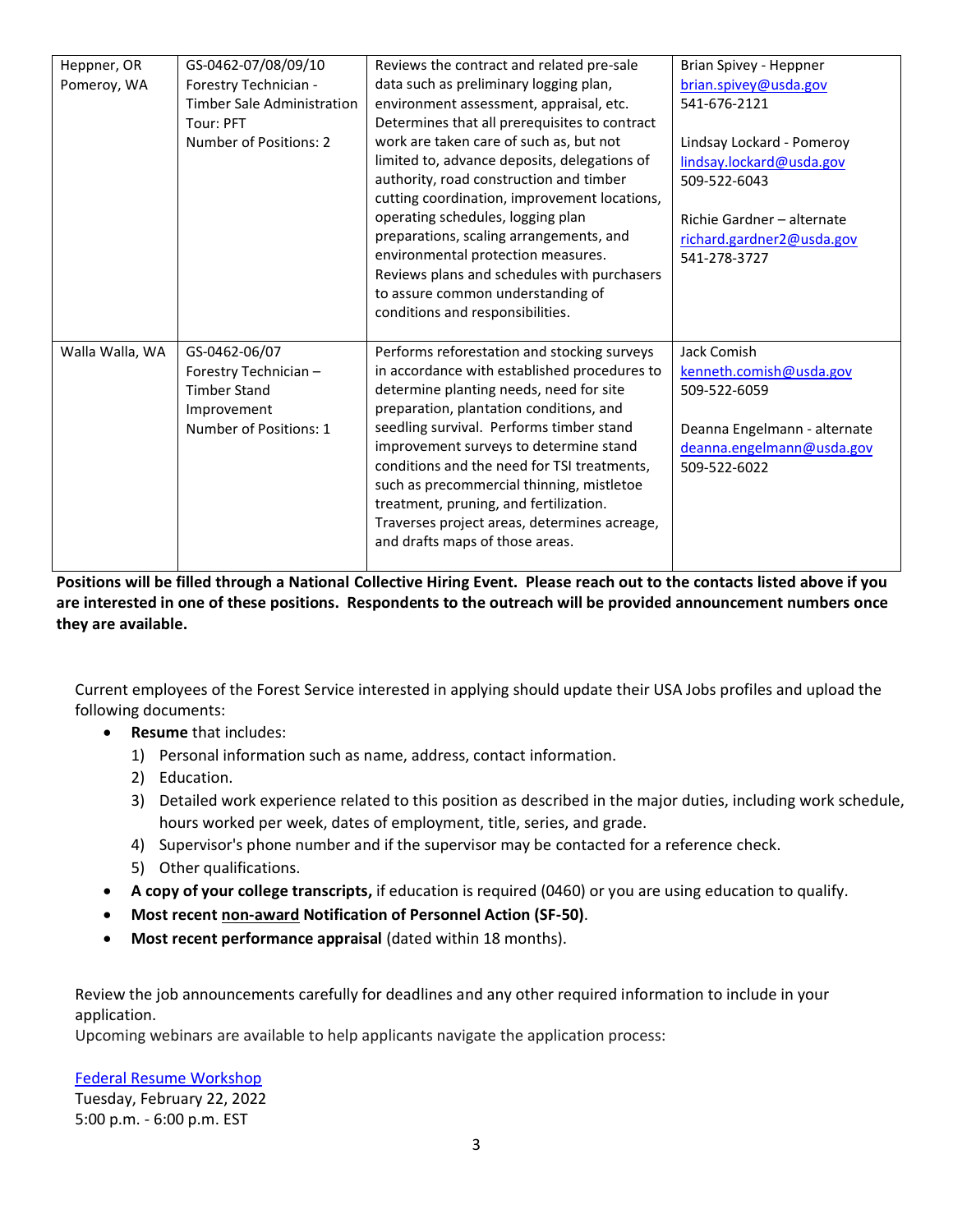| | | | |
|---|---|---|---|
| Heppner, OR<br>Pomeroy, WA | GS-0462-07/08/09/10<br>Forestry Technician - Timber Sale Administration<br>Tour: PFT<br>Number of Positions: 2 | Reviews the contract and related pre-sale data such as preliminary logging plan, environment assessment, appraisal, etc. Determines that all prerequisites to contract work are taken care of such as, but not limited to, advance deposits, delegations of authority, road construction and timber cutting coordination, improvement locations, operating schedules, logging plan preparations, scaling arrangements, and environmental protection measures. Reviews plans and schedules with purchasers to assure common understanding of conditions and responsibilities. | Brian Spivey - Heppner<br>brian.spivey@usda.gov<br>541-676-2121<br><br>Lindsay Lockard - Pomeroy<br>lindsay.lockard@usda.gov<br>509-522-6043<br><br>Richie Gardner – alternate<br>richard.gardner2@usda.gov<br>541-278-3727 |
| Walla Walla, WA | GS-0462-06/07<br>Forestry Technician – Timber Stand Improvement<br>Number of Positions: 1 | Performs reforestation and stocking surveys in accordance with established procedures to determine planting needs, need for site preparation, plantation conditions, and seedling survival. Performs timber stand improvement surveys to determine stand conditions and the need for TSI treatments, such as precommercial thinning, mistletoe treatment, pruning, and fertilization. Traverses project areas, determines acreage, and drafts maps of those areas. | Jack Comish<br>kenneth.comish@usda.gov<br>509-522-6059<br><br>Deanna Engelmann - alternate<br>deanna.engelmann@usda.gov<br>509-522-6022 |

**Positions will be filled through a National Collective Hiring Event. Please reach out to the contacts listed above if you are interested in one of these positions. Respondents to the outreach will be provided announcement numbers once they are available.**

Current employees of the Forest Service interested in applying should update their USA Jobs profiles and upload the following documents:

- **Resume** that includes:
  1) Personal information such as name, address, contact information.
  2) Education.
  3) Detailed work experience related to this position as described in the major duties, including work schedule, hours worked per week, dates of employment, title, series, and grade.
  4) Supervisor's phone number and if the supervisor may be contacted for a reference check.
  5) Other qualifications.
- **A copy of your college transcripts,** if education is required (0460) or you are using education to qualify.
- **Most recent non-award Notification of Personnel Action (SF-50)**.
- **Most recent performance appraisal** (dated within 18 months).

Review the job announcements carefully for deadlines and any other required information to include in your application.
Upcoming webinars are available to help applicants navigate the application process:

Federal Resume Workshop
Tuesday, February 22, 2022
5:00 p.m. - 6:00 p.m. EST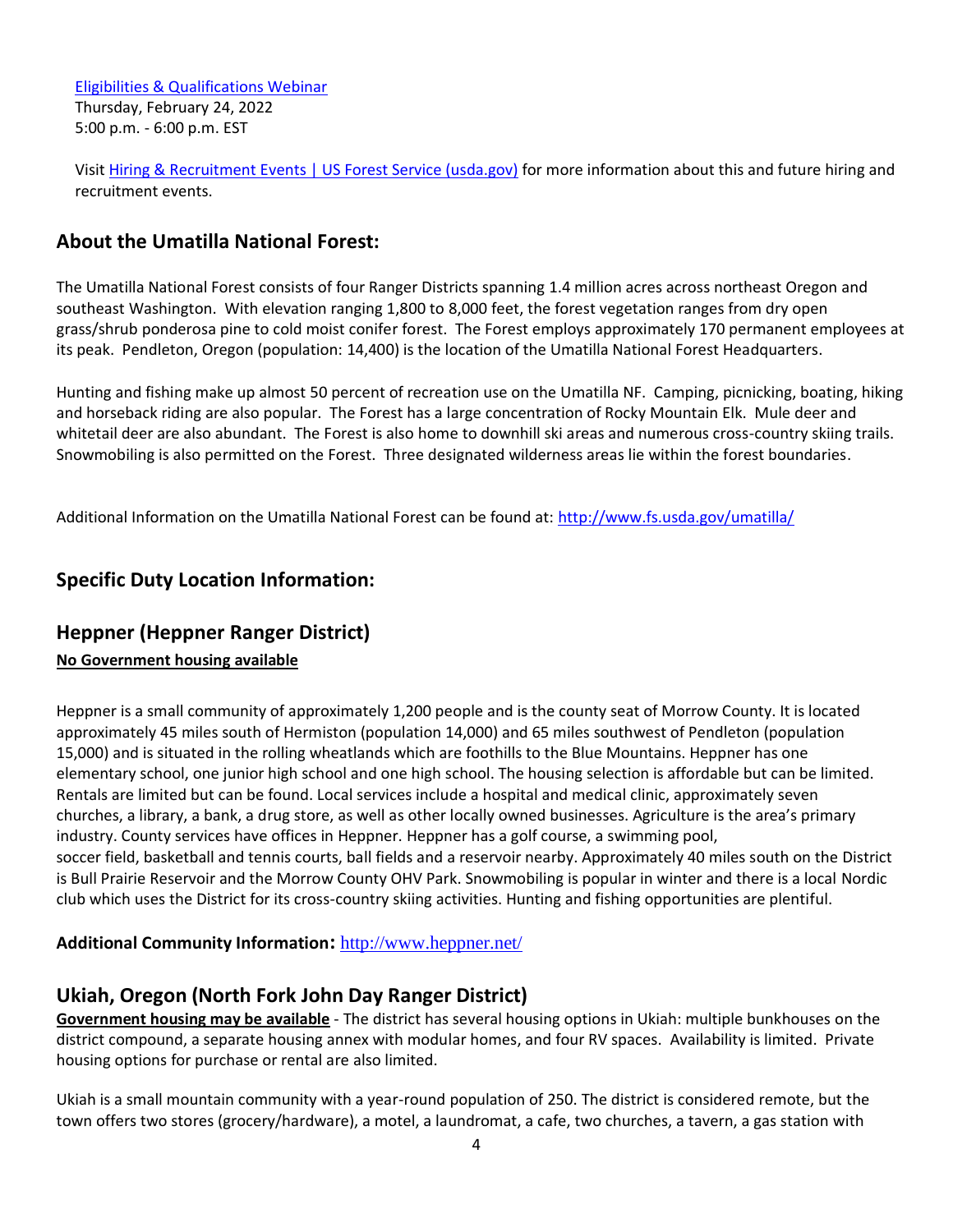[Eligibilities & Qualifications Webinar](#)
Thursday, February 24, 2022
5:00 p.m. - 6:00 p.m. EST

Visit [Hiring & Recruitment Events | US Forest Service (usda.gov)](#) for more information about this and future hiring and recruitment events.

## About the Umatilla National Forest:

The Umatilla National Forest consists of four Ranger Districts spanning 1.4 million acres across northeast Oregon and southeast Washington. With elevation ranging 1,800 to 8,000 feet, the forest vegetation ranges from dry open grass/shrub ponderosa pine to cold moist conifer forest. The Forest employs approximately 170 permanent employees at its peak. Pendleton, Oregon (population: 14,400) is the location of the Umatilla National Forest Headquarters.

Hunting and fishing make up almost 50 percent of recreation use on the Umatilla NF. Camping, picnicking, boating, hiking and horseback riding are also popular. The Forest has a large concentration of Rocky Mountain Elk. Mule deer and whitetail deer are also abundant. The Forest is also home to downhill ski areas and numerous cross-country skiing trails. Snowmobiling is also permitted on the Forest. Three designated wilderness areas lie within the forest boundaries.

Additional Information on the Umatilla National Forest can be found at: http://www.fs.usda.gov/umatilla/

## Specific Duty Location Information:

## Heppner (Heppner Ranger District)

**No Government housing available**

Heppner is a small community of approximately 1,200 people and is the county seat of Morrow County. It is located approximately 45 miles south of Hermiston (population 14,000) and 65 miles southwest of Pendleton (population 15,000) and is situated in the rolling wheatlands which are foothills to the Blue Mountains. Heppner has one elementary school, one junior high school and one high school. The housing selection is affordable but can be limited. Rentals are limited but can be found. Local services include a hospital and medical clinic, approximately seven churches, a library, a bank, a drug store, as well as other locally owned businesses. Agriculture is the area's primary industry. County services have offices in Heppner. Heppner has a golf course, a swimming pool, soccer field, basketball and tennis courts, ball fields and a reservoir nearby. Approximately 40 miles south on the District is Bull Prairie Reservoir and the Morrow County OHV Park. Snowmobiling is popular in winter and there is a local Nordic club which uses the District for its cross-country skiing activities. Hunting and fishing opportunities are plentiful.

**Additional Community Information:** http://www.heppner.net/

## Ukiah, Oregon (North Fork John Day Ranger District)

**Government housing may be available** - The district has several housing options in Ukiah: multiple bunkhouses on the district compound, a separate housing annex with modular homes, and four RV spaces. Availability is limited. Private housing options for purchase or rental are also limited.

Ukiah is a small mountain community with a year-round population of 250. The district is considered remote, but the town offers two stores (grocery/hardware), a motel, a laundromat, a cafe, two churches, a tavern, a gas station with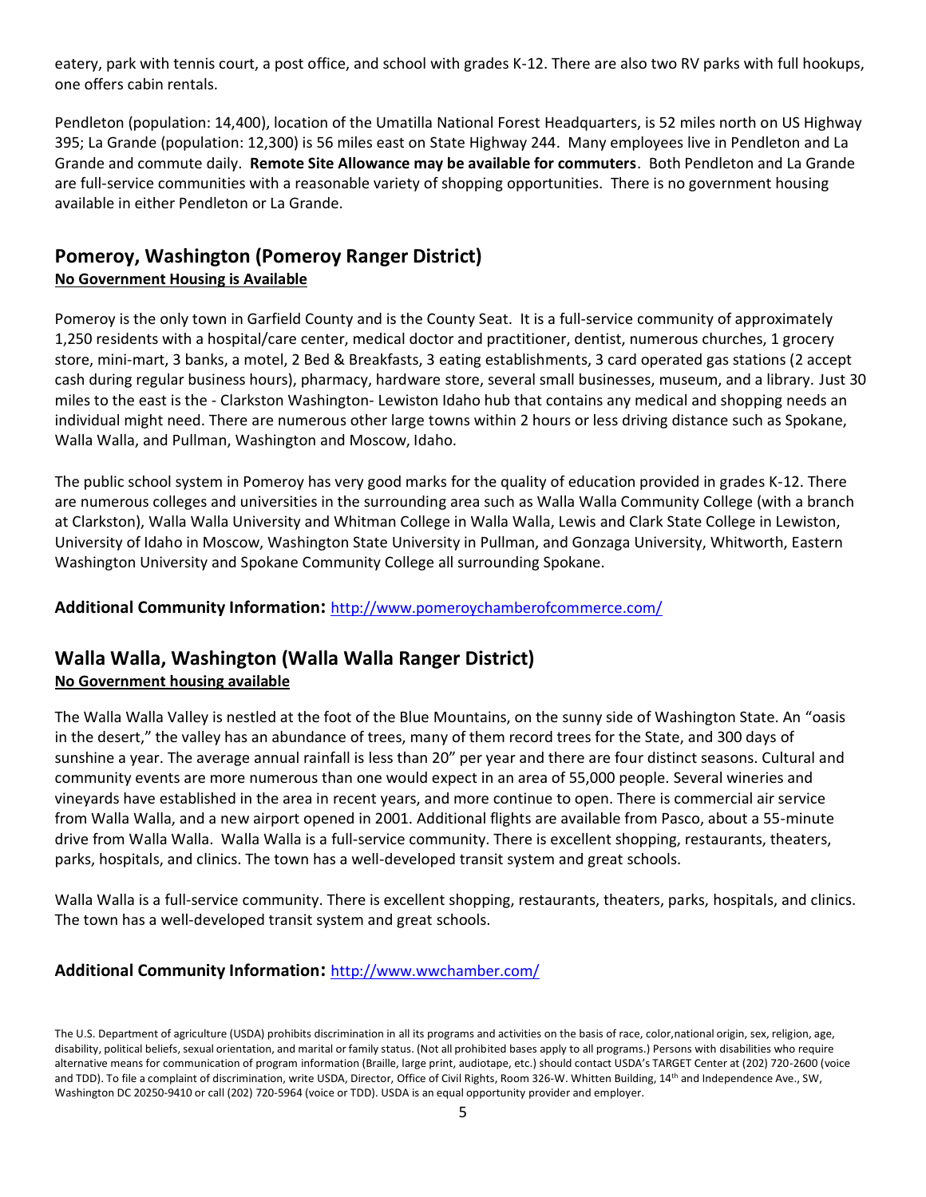eatery, park with tennis court, a post office, and school with grades K-12. There are also two RV parks with full hookups, one offers cabin rentals.

Pendleton (population: 14,400), location of the Umatilla National Forest Headquarters, is 52 miles north on US Highway 395; La Grande (population: 12,300) is 56 miles east on State Highway 244. Many employees live in Pendleton and La Grande and commute daily. **Remote Site Allowance may be available for commuters**. Both Pendleton and La Grande are full-service communities with a reasonable variety of shopping opportunities. There is no government housing available in either Pendleton or La Grande.

## Pomeroy, Washington (Pomeroy Ranger District)

**No Government Housing is Available**

Pomeroy is the only town in Garfield County and is the County Seat. It is a full-service community of approximately 1,250 residents with a hospital/care center, medical doctor and practitioner, dentist, numerous churches, 1 grocery store, mini-mart, 3 banks, a motel, 2 Bed & Breakfasts, 3 eating establishments, 3 card operated gas stations (2 accept cash during regular business hours), pharmacy, hardware store, several small businesses, museum, and a library. Just 30 miles to the east is the - Clarkston Washington- Lewiston Idaho hub that contains any medical and shopping needs an individual might need. There are numerous other large towns within 2 hours or less driving distance such as Spokane, Walla Walla, and Pullman, Washington and Moscow, Idaho.

The public school system in Pomeroy has very good marks for the quality of education provided in grades K-12. There are numerous colleges and universities in the surrounding area such as Walla Walla Community College (with a branch at Clarkston), Walla Walla University and Whitman College in Walla Walla, Lewis and Clark State College in Lewiston, University of Idaho in Moscow, Washington State University in Pullman, and Gonzaga University, Whitworth, Eastern Washington University and Spokane Community College all surrounding Spokane.

**Additional Community Information:** http://www.pomeroychamberofcommerce.com/

## Walla Walla, Washington (Walla Walla Ranger District)

**No Government housing available**

The Walla Walla Valley is nestled at the foot of the Blue Mountains, on the sunny side of Washington State. An "oasis in the desert," the valley has an abundance of trees, many of them record trees for the State, and 300 days of sunshine a year. The average annual rainfall is less than 20" per year and there are four distinct seasons. Cultural and community events are more numerous than one would expect in an area of 55,000 people. Several wineries and vineyards have established in the area in recent years, and more continue to open. There is commercial air service from Walla Walla, and a new airport opened in 2001. Additional flights are available from Pasco, about a 55-minute drive from Walla Walla. Walla Walla is a full-service community. There is excellent shopping, restaurants, theaters, parks, hospitals, and clinics. The town has a well-developed transit system and great schools.

Walla Walla is a full-service community. There is excellent shopping, restaurants, theaters, parks, hospitals, and clinics. The town has a well-developed transit system and great schools.

**Additional Community Information:** http://www.wwchamber.com/

The U.S. Department of agriculture (USDA) prohibits discrimination in all its programs and activities on the basis of race, color,national origin, sex, religion, age, disability, political beliefs, sexual orientation, and marital or family status. (Not all prohibited bases apply to all programs.) Persons with disabilities who require alternative means for communication of program information (Braille, large print, audiotape, etc.) should contact USDA's TARGET Center at (202) 720-2600 (voice and TDD). To file a complaint of discrimination, write USDA, Director, Office of Civil Rights, Room 326-W. Whitten Building, 14th and Independence Ave., SW, Washington DC 20250-9410 or call (202) 720-5964 (voice or TDD). USDA is an equal opportunity provider and employer.